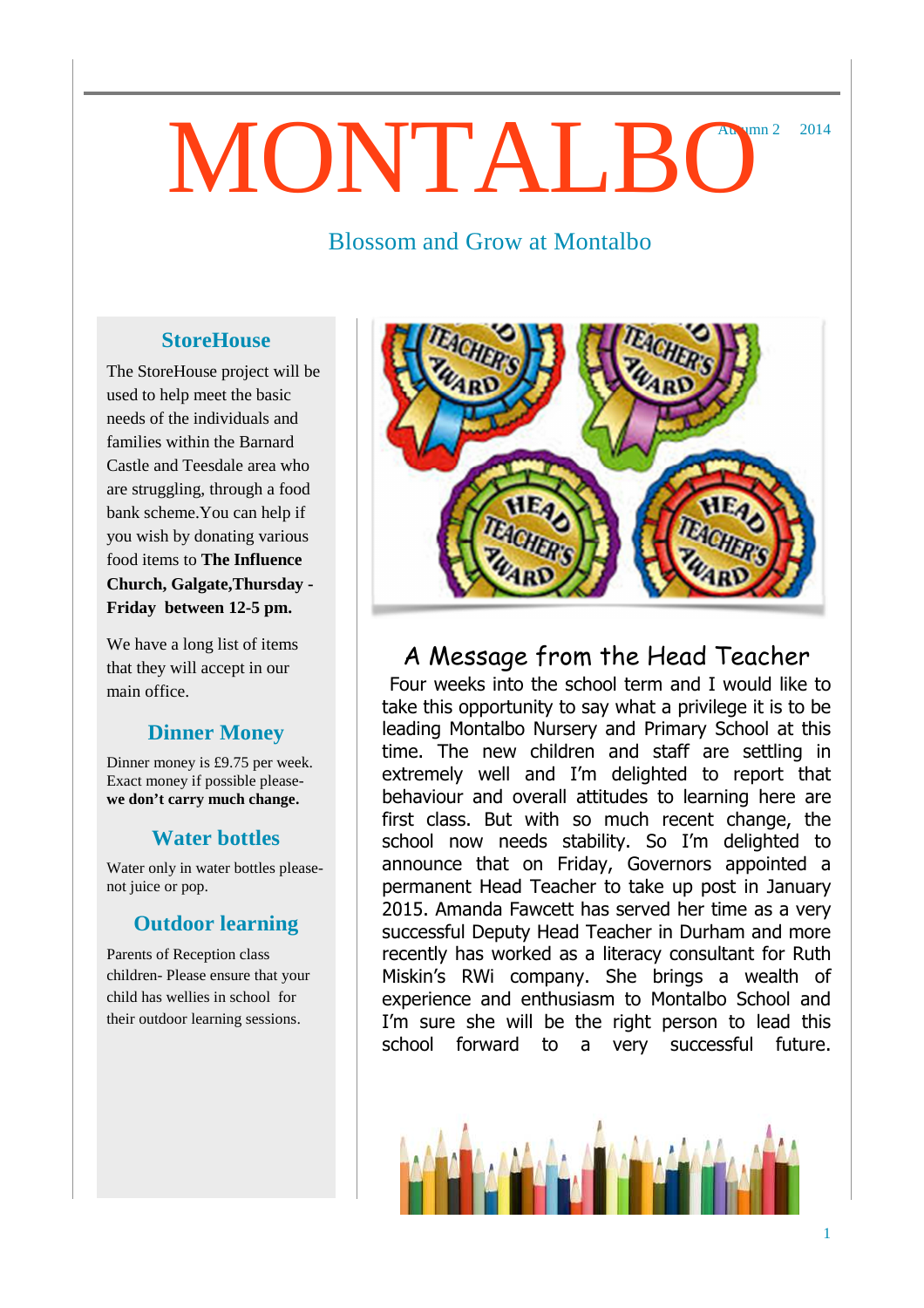# MONTALBO

Autumn 2 2014

Blossom and Grow at Montalbo

## StoreHouse

The StoreHouse project will be used to help meet the basic needs of the individuals and families within the Barnard Castle and Teesdale area who are struggling, through a food bank scheme.You can help if you wish by donating various food items to **The Influence Church, Galgate,Thursday - Friday between 12-5 pm.**

We have a long list of items that they will accept in our main office.

## Dinner Money

Dinner money is £9.75 per week. Exact money if possible please- **we don't carry much change.**

## Water bottles

Water only in water bottles please- not juice or pop.

## Outdoor learning

Parents of Reception class children- Please ensure that your child has wellies in school for their outdoor learning sessions.

## A Message from the Head Teacher

Four weeks into the school term and I would like to take this opportunity to say what a privilege it is to be leading Montalbo Nursery and Primary School at this time. The new children and staff are settling in extremely well and I'm delighted to report that behaviour and overall attitudes to learning here are first class. But with so much recent change, the school now needs stability. So I'm delighted to announce that on Friday, Governors appointed a permanent Head Teacher to take up post in January 2015. Amanda Fawcett has served her time as a very successful Deputy Head Teacher in Durham and more recently has worked as a literacy consultant for Ruth Miskin's RWi company. She brings a wealth of experience and enthusiasm to Montalbo School and I'm sure she will be the right person to lead this school forward to a very successful future.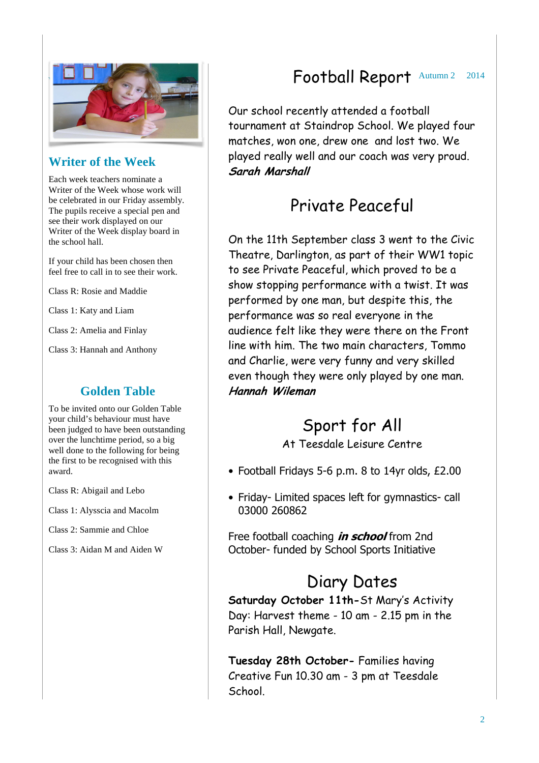## Writer of the Week

Each week teachers nominate a Writer of the Week whose work will be celebrated in our Friday assembly. The pupils receive a special pen and see their work displayed on our Writer of the Week display board in the school hall.

If your child has been chosen then feel free to call in to see their work.

Class R: Rosie and Maddie

Class 1: Katy and Liam

Class 2: Amelia and Finlay

Class 3: Hannah and Anthony

## Golden Table

To be invited onto our Golden Table your child's behaviour must have been judged to have been outstanding over the lunchtime period, so a big well done to the following for being the first to be recognised with this award.

Class R: Abigail and Lebo

Class 1: Alysscia and Macolm

Class 2: Sammie and Chloe

Class 3: Aidan M and Aiden W

# Football Report

Autumn 2 2014

Our school recently attended a football tournament at Staindrop School. We played four matches, won one, drew one and lost two. We played really well and our coach was very proud.
***Sarah Marshall***

# Private Peaceful

On the 11th September class 3 went to the Civic Theatre, Darlington, as part of their WW1 topic to see Private Peaceful, which proved to be a show stopping performance with a twist. It was performed by one man, but despite this, the performance was so real everyone in the audience felt like they were there on the Front line with him. The two main characters, Tommo and Charlie, were very funny and very skilled even though they were only played by one man.
***Hannah Wileman***

# Sport for All

At Teesdale Leisure Centre

- Football Fridays 5-6 p.m. 8 to 14yr olds, £2.00
- Friday- Limited spaces left for gymnastics- call 03000 260862

Free football coaching ***in school*** from 2nd October- funded by School Sports Initiative

# Diary Dates

**Saturday October 11th-** St Mary's Activity Day: Harvest theme - 10 am - 2.15 pm in the Parish Hall, Newgate.

**Tuesday 28th October-** Families having Creative Fun 10.30 am - 3 pm at Teesdale School.